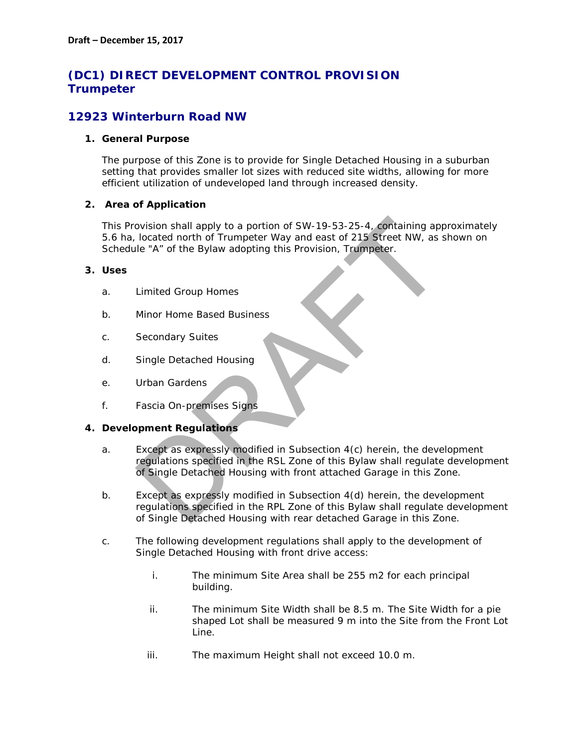**Draft – December 15, 2017**

# (DC1) DIRECT DEVELOPMENT CONTROL PROVISION Trumpeter

## 12923 Winterburn Road NW

### 1. General Purpose

The purpose of this Zone is to provide for Single Detached Housing in a suburban setting that provides smaller lot sizes with reduced site widths, allowing for more efficient utilization of undeveloped land through increased density.

### 2. Area of Application

This Provision shall apply to a portion of SW-19-53-25-4, containing approximately 5.6 ha, located north of Trumpeter Way and east of 215 Street NW, as shown on Schedule "A" of the Bylaw adopting this Provision, Trumpeter.

### 3. Uses

a. Limited Group Homes

b. Minor Home Based Business

c. Secondary Suites

d. Single Detached Housing

e. Urban Gardens

f. Fascia On-premises Signs

### 4. Development Regulations

a. Except as expressly modified in Subsection 4(c) herein, the development regulations specified in the RSL Zone of this Bylaw shall regulate development of Single Detached Housing with front attached Garage in this Zone.

b. Except as expressly modified in Subsection 4(d) herein, the development regulations specified in the RPL Zone of this Bylaw shall regulate development of Single Detached Housing with rear detached Garage in this Zone.

c. The following development regulations shall apply to the development of Single Detached Housing with front drive access:

i. The minimum Site Area shall be 255 m2 for each principal building.

ii. The minimum Site Width shall be 8.5 m. The Site Width for a pie shaped Lot shall be measured 9 m into the Site from the Front Lot Line.

iii. The maximum Height shall not exceed 10.0 m.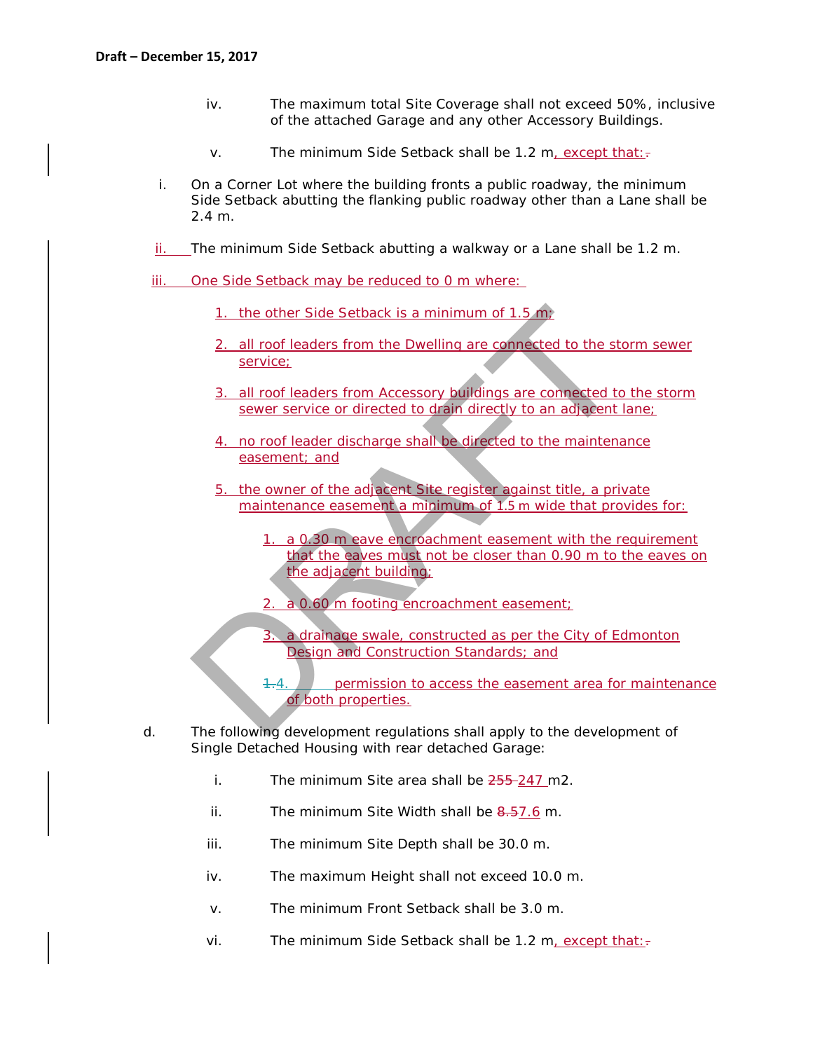iv. The maximum total Site Coverage shall not exceed 50%, inclusive of the attached Garage and any other Accessory Buildings.

v. The minimum Side Setback shall be 1.2 m, except that:

i. On a Corner Lot where the building fronts a public roadway, the minimum Side Setback abutting the flanking public roadway other than a Lane shall be 2.4 m.

ii. The minimum Side Setback abutting a walkway or a Lane shall be 1.2 m.

iii. One Side Setback may be reduced to 0 m where:

1. the other Side Setback is a minimum of 1.5 m;
2. all roof leaders from the Dwelling are connected to the storm sewer service;
3. all roof leaders from Accessory buildings are connected to the storm sewer service or directed to drain directly to an adjacent lane;
4. no roof leader discharge shall be directed to the maintenance easement; and
5. the owner of the adjacent Site register against title, a private maintenance easement a minimum of 1.5 m wide that provides for:
    1. a 0.30 m eave encroachment easement with the requirement that the eaves must not be closer than 0.90 m to the eaves on the adjacent building;
    2. a 0.60 m footing encroachment easement;
    3. a drainage swale, constructed as per the City of Edmonton Design and Construction Standards; and
    4. permission to access the easement area for maintenance of both properties.

d. The following development regulations shall apply to the development of Single Detached Housing with rear detached Garage:

i. The minimum Site area shall be ~~255~~ 247 m2.

ii. The minimum Site Width shall be ~~8.5~~7.6 m.

iii. The minimum Site Depth shall be 30.0 m.

iv. The maximum Height shall not exceed 10.0 m.

v. The minimum Front Setback shall be 3.0 m.

vi. The minimum Side Setback shall be 1.2 m, except that: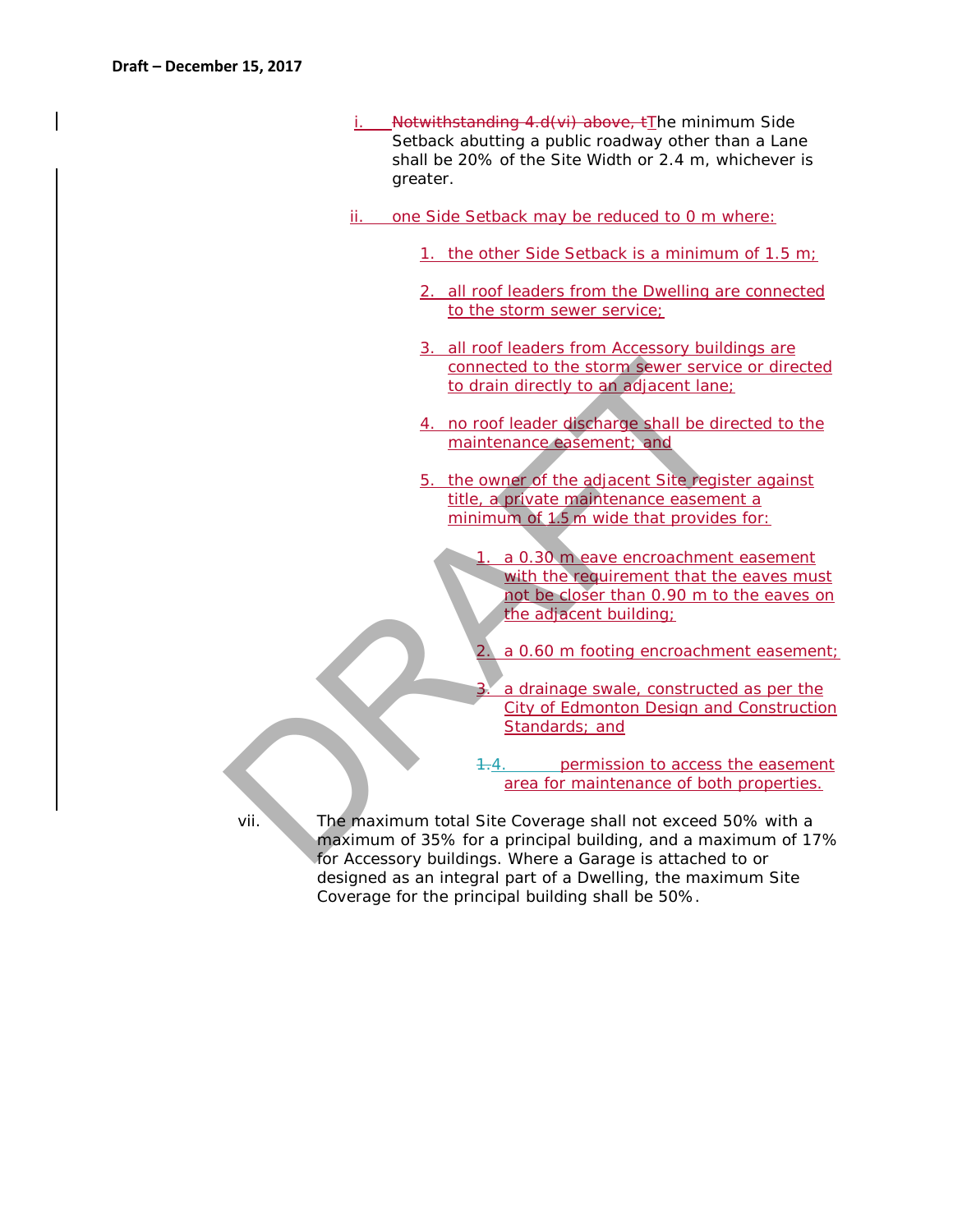i. ~~Notwithstanding 4.d(vi) above, t~~The minimum Side Setback abutting a public roadway other than a Lane shall be 20% of the Site Width or 2.4 m, whichever is greater.

ii. one Side Setback may be reduced to 0 m where:

1. the other Side Setback is a minimum of 1.5 m;

2. all roof leaders from the Dwelling are connected to the storm sewer service;

3. all roof leaders from Accessory buildings are connected to the storm sewer service or directed to drain directly to an adjacent lane;

4. no roof leader discharge shall be directed to the maintenance easement; and

5. the owner of the adjacent Site register against title, a private maintenance easement a minimum of 1.5 m wide that provides for:

    1. a 0.30 m eave encroachment easement with the requirement that the eaves must not be closer than 0.90 m to the eaves on the adjacent building;

    2. a 0.60 m footing encroachment easement;

    3. a drainage swale, constructed as per the City of Edmonton Design and Construction Standards; and

    4. permission to access the easement area for maintenance of both properties.

vii. The maximum total Site Coverage shall not exceed 50% with a maximum of 35% for a principal building, and a maximum of 17% for Accessory buildings. Where a Garage is attached to or designed as an integral part of a Dwelling, the maximum Site Coverage for the principal building shall be 50%.